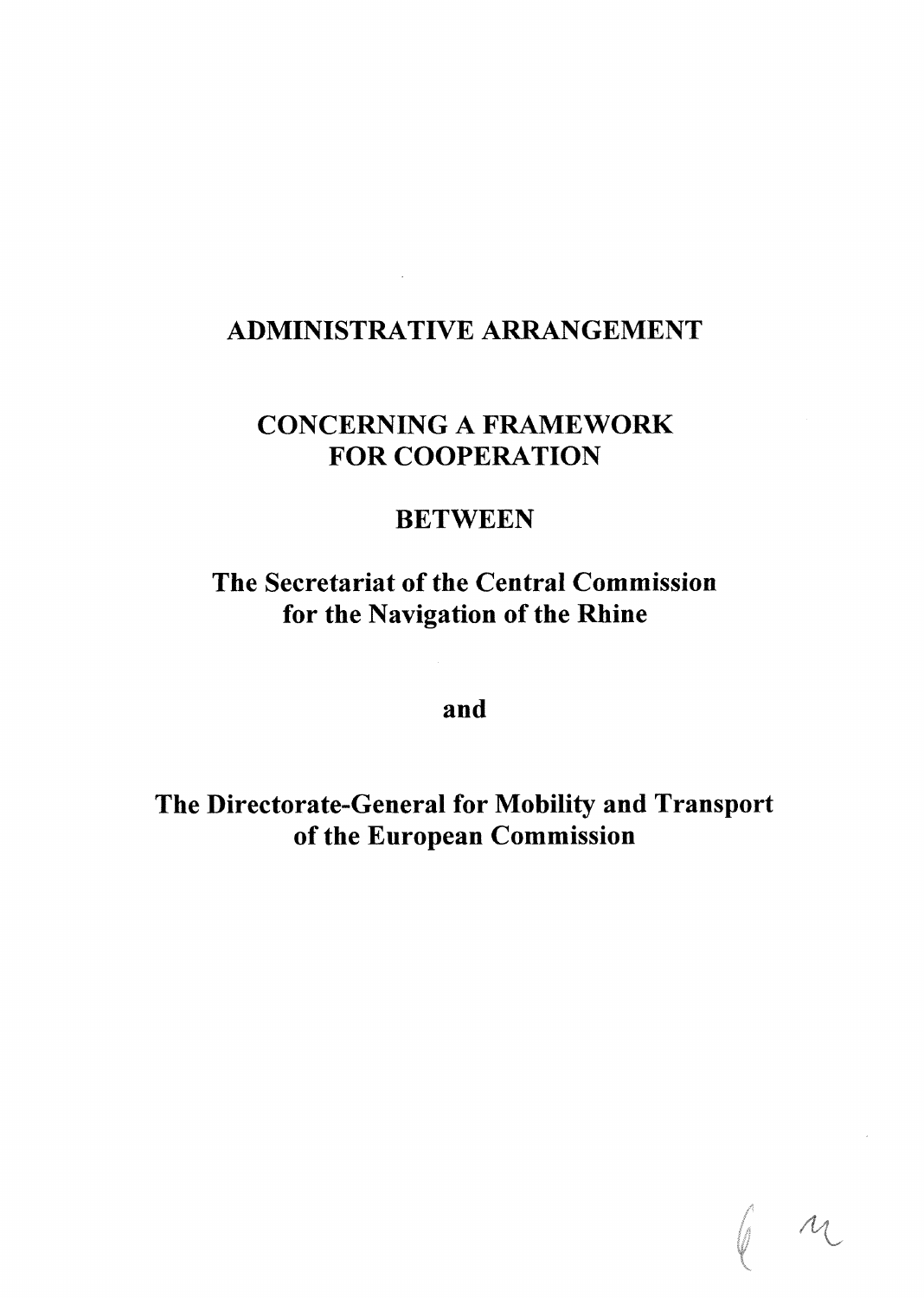# ADMINISTRATIVE ARRANGEMENT

## CONCERNING A FRAMEWORK FOR COOPERATION

## BETWEEN

## The Secretariat of the Central Commission for the Navigation of the Rhine

## and

## The Directorate-General for Mobility and Transport of the European Commission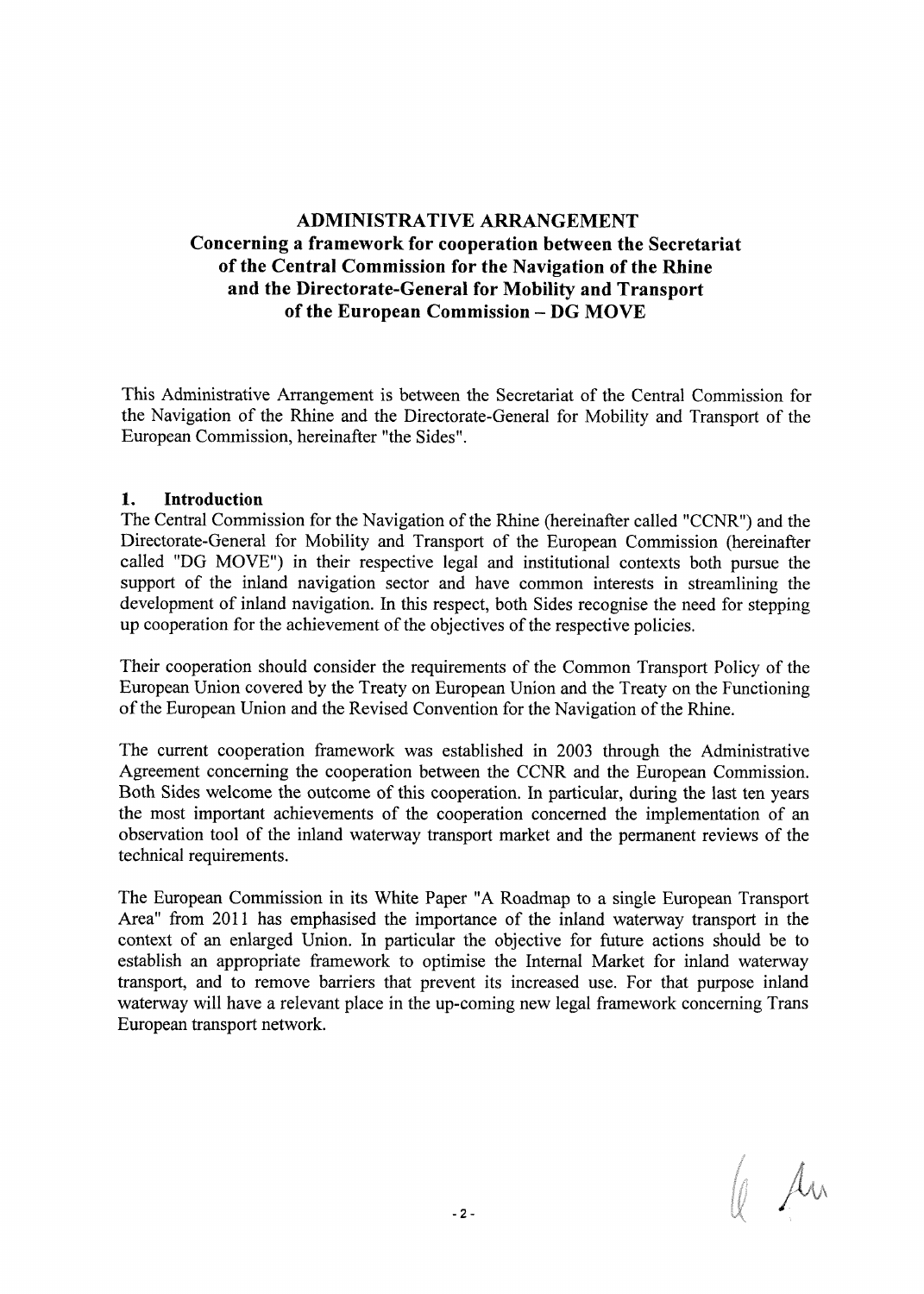# ADMINISTRATIVE ARRANGEMENT
## Concerning a framework for cooperation between the Secretariat of the Central Commission for the Navigation of the Rhine and the Directorate-General for Mobility and Transport of the European Commission – DG MOVE

This Administrative Arrangement is between the Secretariat of the Central Commission for the Navigation of the Rhine and the Directorate-General for Mobility and Transport of the European Commission, hereinafter "the Sides".

### 1. Introduction

The Central Commission for the Navigation of the Rhine (hereinafter called "CCNR") and the Directorate-General for Mobility and Transport of the European Commission (hereinafter called "DG MOVE") in their respective legal and institutional contexts both pursue the support of the inland navigation sector and have common interests in streamlining the development of inland navigation. In this respect, both Sides recognise the need for stepping up cooperation for the achievement of the objectives of the respective policies.

Their cooperation should consider the requirements of the Common Transport Policy of the European Union covered by the Treaty on European Union and the Treaty on the Functioning of the European Union and the Revised Convention for the Navigation of the Rhine.

The current cooperation framework was established in 2003 through the Administrative Agreement concerning the cooperation between the CCNR and the European Commission. Both Sides welcome the outcome of this cooperation. In particular, during the last ten years the most important achievements of the cooperation concerned the implementation of an observation tool of the inland waterway transport market and the permanent reviews of the technical requirements.

The European Commission in its White Paper "A Roadmap to a single European Transport Area" from 2011 has emphasised the importance of the inland waterway transport in the context of an enlarged Union. In particular the objective for future actions should be to establish an appropriate framework to optimise the Internal Market for inland waterway transport, and to remove barriers that prevent its increased use. For that purpose inland waterway will have a relevant place in the up-coming new legal framework concerning Trans European transport network.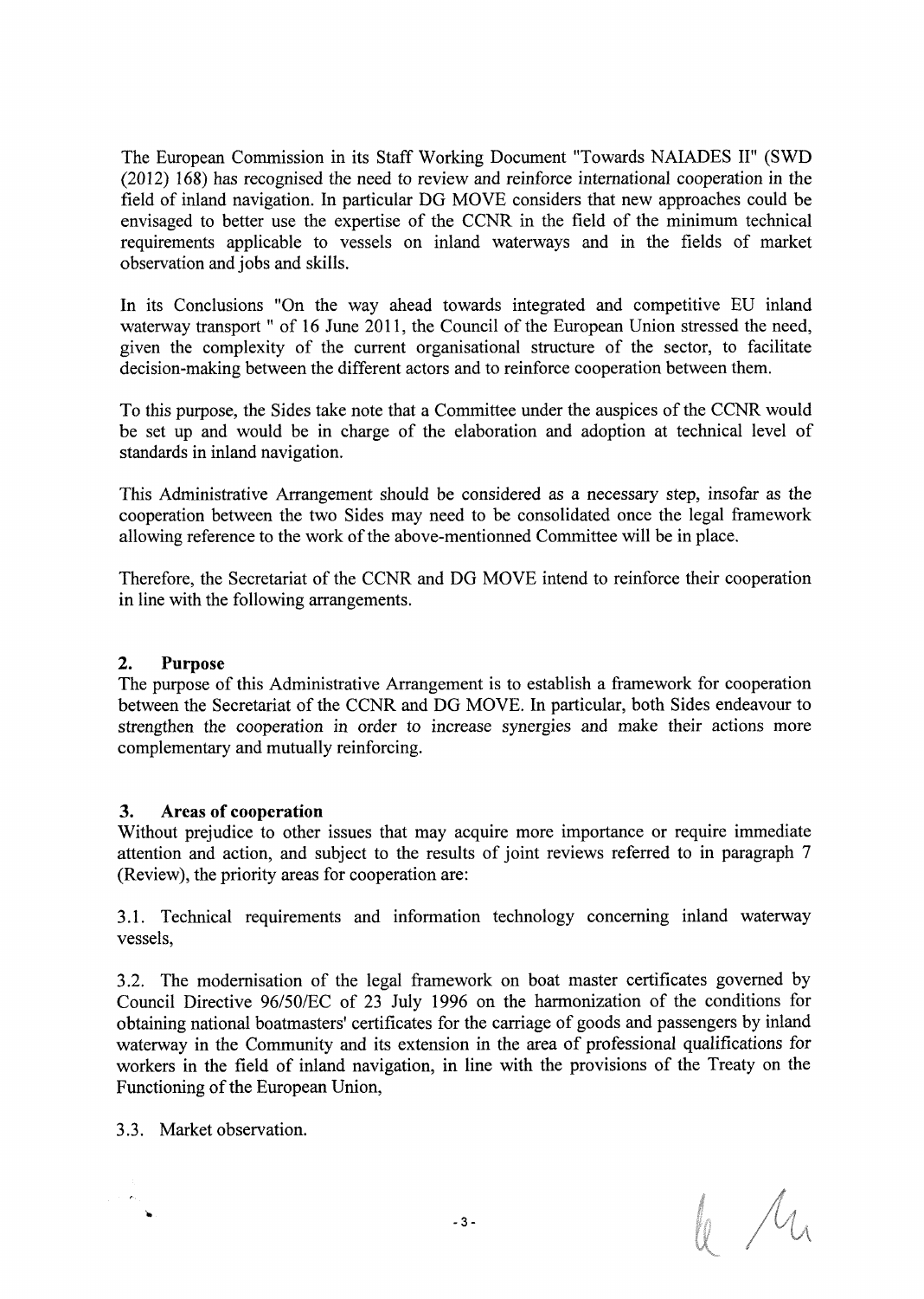The European Commission in its Staff Working Document "Towards NAIADES II" (SWD (2012) 168) has recognised the need to review and reinforce international cooperation in the field of inland navigation. In particular DG MOVE considers that new approaches could be envisaged to better use the expertise of the CCNR in the field of the minimum technical requirements applicable to vessels on inland waterways and in the fields of market observation and jobs and skills.

In its Conclusions "On the way ahead towards integrated and competitive EU inland waterway transport " of 16 June 2011, the Council of the European Union stressed the need, given the complexity of the current organisational structure of the sector, to facilitate decision-making between the different actors and to reinforce cooperation between them.

To this purpose, the Sides take note that a Committee under the auspices of the CCNR would be set up and would be in charge of the elaboration and adoption at technical level of standards in inland navigation.

This Administrative Arrangement should be considered as a necessary step, insofar as the cooperation between the two Sides may need to be consolidated once the legal framework allowing reference to the work of the above-mentionned Committee will be in place.

Therefore, the Secretariat of the CCNR and DG MOVE intend to reinforce their cooperation in line with the following arrangements.

## 2. Purpose

The purpose of this Administrative Arrangement is to establish a framework for cooperation between the Secretariat of the CCNR and DG MOVE. In particular, both Sides endeavour to strengthen the cooperation in order to increase synergies and make their actions more complementary and mutually reinforcing.

## 3. Areas of cooperation

Without prejudice to other issues that may acquire more importance or require immediate attention and action, and subject to the results of joint reviews referred to in paragraph 7 (Review), the priority areas for cooperation are:

3.1. Technical requirements and information technology concerning inland waterway vessels,

3.2. The modernisation of the legal framework on boat master certificates governed by Council Directive 96/50/EC of 23 July 1996 on the harmonization of the conditions for obtaining national boatmasters' certificates for the carriage of goods and passengers by inland waterway in the Community and its extension in the area of professional qualifications for workers in the field of inland navigation, in line with the provisions of the Treaty on the Functioning of the European Union,

3.3. Market observation.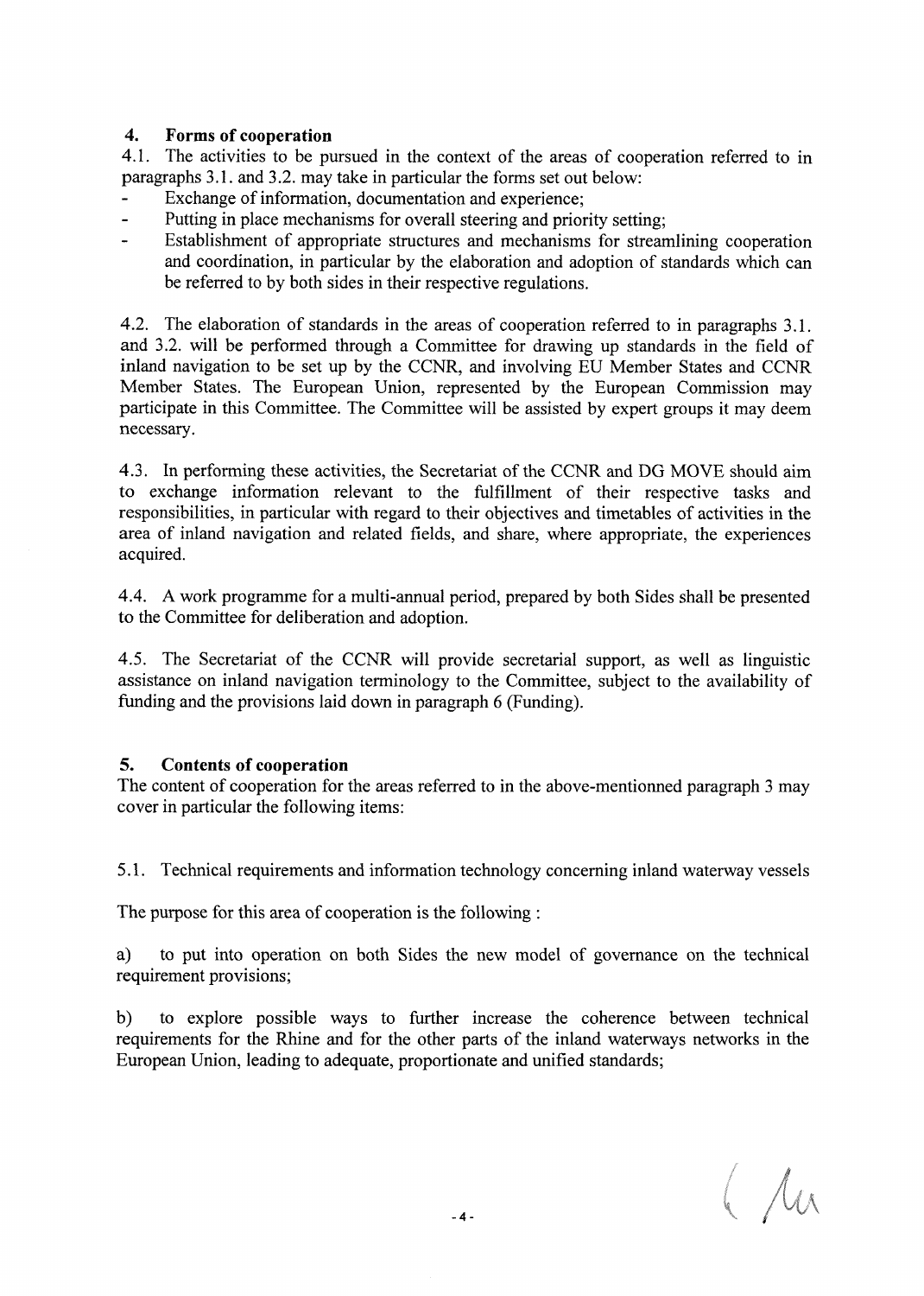## 4. Forms of cooperation

4.1. The activities to be pursued in the context of the areas of cooperation referred to in paragraphs 3.1. and 3.2. may take in particular the forms set out below:

- Exchange of information, documentation and experience;
- Putting in place mechanisms for overall steering and priority setting;
- Establishment of appropriate structures and mechanisms for streamlining cooperation and coordination, in particular by the elaboration and adoption of standards which can be referred to by both sides in their respective regulations.

4.2. The elaboration of standards in the areas of cooperation referred to in paragraphs 3.1. and 3.2. will be performed through a Committee for drawing up standards in the field of inland navigation to be set up by the CCNR, and involving EU Member States and CCNR Member States. The European Union, represented by the European Commission may participate in this Committee. The Committee will be assisted by expert groups it may deem necessary.

4.3. In performing these activities, the Secretariat of the CCNR and DG MOVE should aim to exchange information relevant to the fulfillment of their respective tasks and responsibilities, in particular with regard to their objectives and timetables of activities in the area of inland navigation and related fields, and share, where appropriate, the experiences acquired.

4.4. A work programme for a multi-annual period, prepared by both Sides shall be presented to the Committee for deliberation and adoption.

4.5. The Secretariat of the CCNR will provide secretarial support, as well as linguistic assistance on inland navigation terminology to the Committee, subject to the availability of funding and the provisions laid down in paragraph 6 (Funding).

## 5. Contents of cooperation

The content of cooperation for the areas referred to in the above-mentionned paragraph 3 may cover in particular the following items:

5.1. Technical requirements and information technology concerning inland waterway vessels

The purpose for this area of cooperation is the following :

a) to put into operation on both Sides the new model of governance on the technical requirement provisions;

b) to explore possible ways to further increase the coherence between technical requirements for the Rhine and for the other parts of the inland waterways networks in the European Union, leading to adequate, proportionate and unified standards;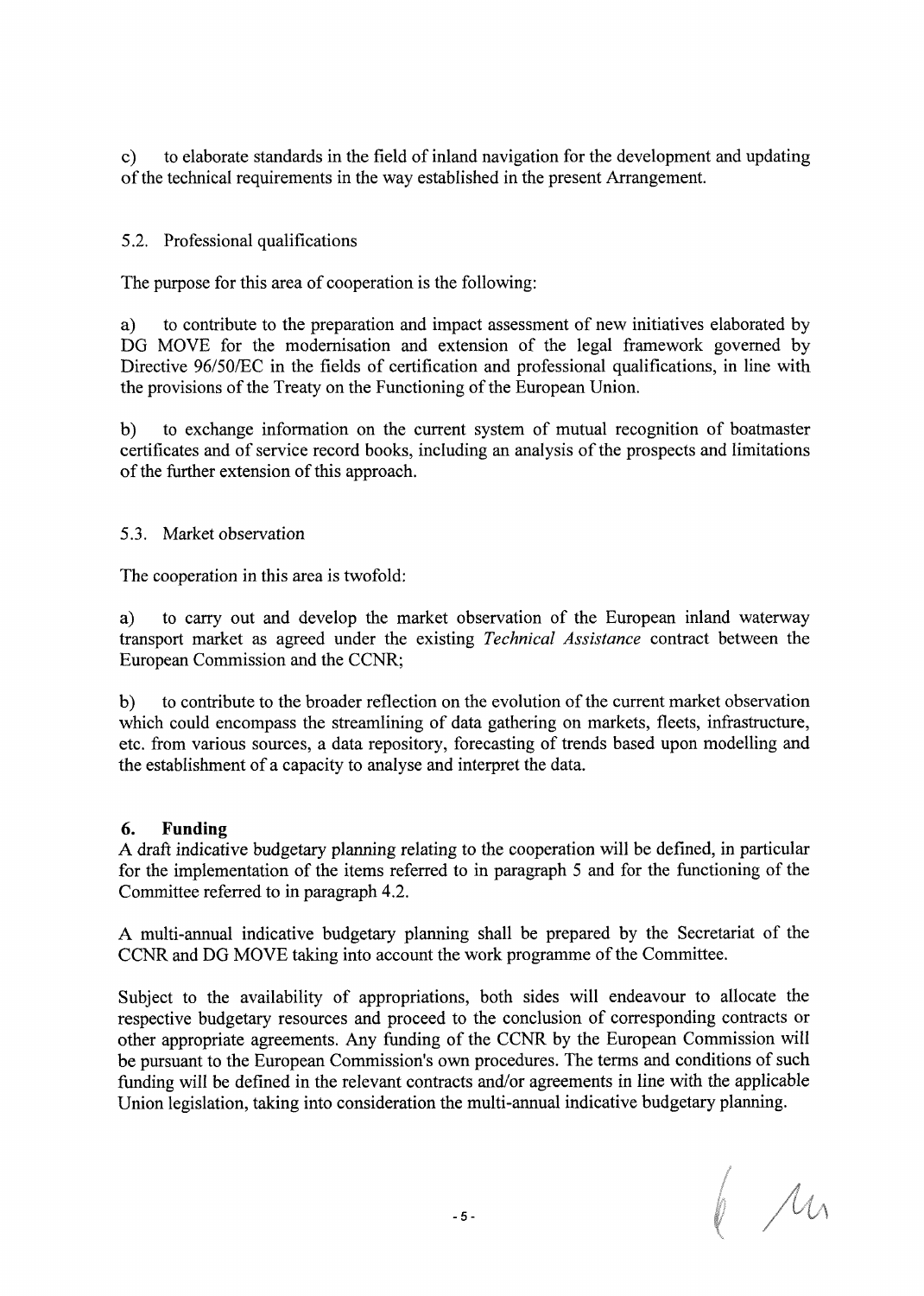c) to elaborate standards in the field of inland navigation for the development and updating of the technical requirements in the way established in the present Arrangement.

5.2. Professional qualifications

The purpose for this area of cooperation is the following:

a) to contribute to the preparation and impact assessment of new initiatives elaborated by DG MOVE for the modernisation and extension of the legal framework governed by Directive 96/50/EC in the fields of certification and professional qualifications, in line with the provisions of the Treaty on the Functioning of the European Union.

b) to exchange information on the current system of mutual recognition of boatmaster certificates and of service record books, including an analysis of the prospects and limitations of the further extension of this approach.

5.3. Market observation

The cooperation in this area is twofold:

a) to carry out and develop the market observation of the European inland waterway transport market as agreed under the existing *Technical Assistance* contract between the European Commission and the CCNR;

b) to contribute to the broader reflection on the evolution of the current market observation which could encompass the streamlining of data gathering on markets, fleets, infrastructure, etc. from various sources, a data repository, forecasting of trends based upon modelling and the establishment of a capacity to analyse and interpret the data.

## 6. Funding

A draft indicative budgetary planning relating to the cooperation will be defined, in particular for the implementation of the items referred to in paragraph 5 and for the functioning of the Committee referred to in paragraph 4.2.

A multi-annual indicative budgetary planning shall be prepared by the Secretariat of the CCNR and DG MOVE taking into account the work programme of the Committee.

Subject to the availability of appropriations, both sides will endeavour to allocate the respective budgetary resources and proceed to the conclusion of corresponding contracts or other appropriate agreements. Any funding of the CCNR by the European Commission will be pursuant to the European Commission's own procedures. The terms and conditions of such funding will be defined in the relevant contracts and/or agreements in line with the applicable Union legislation, taking into consideration the multi-annual indicative budgetary planning.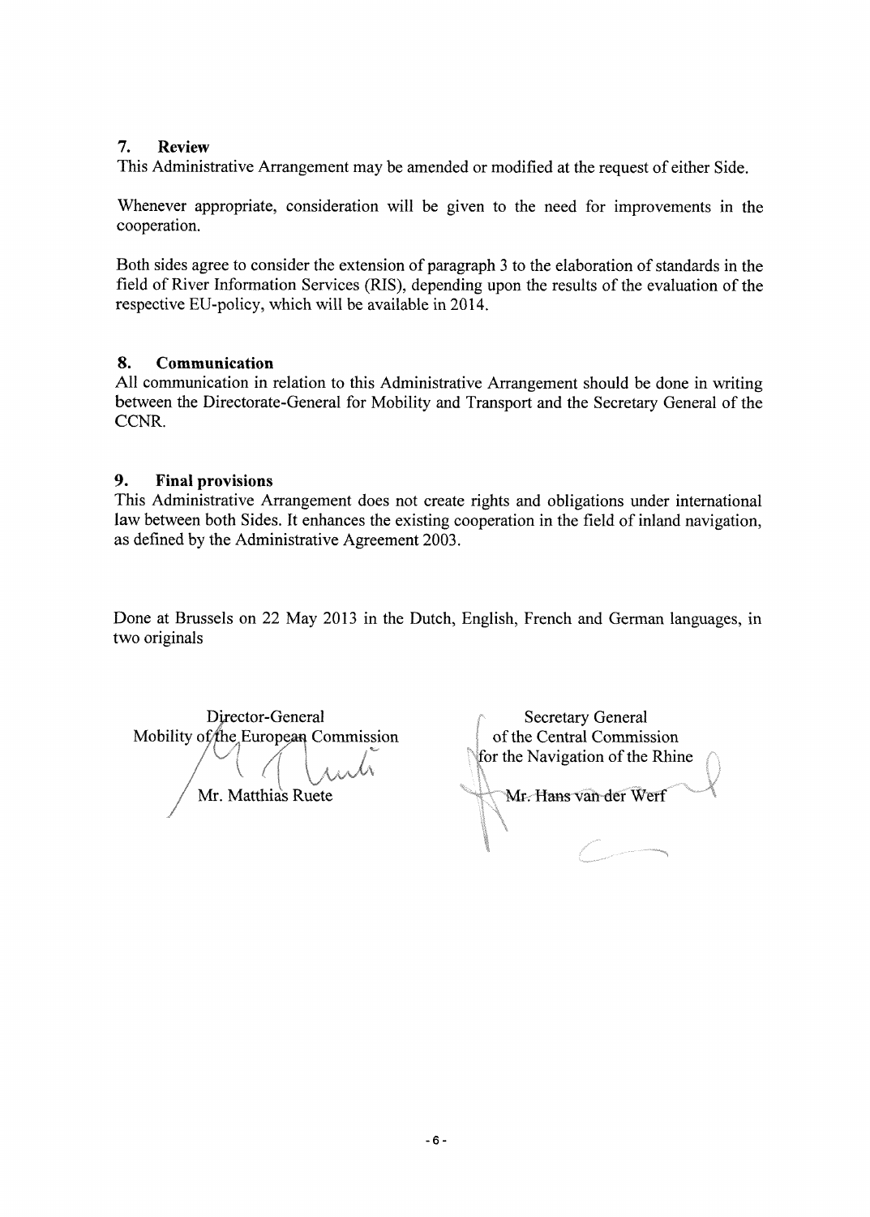## 7. Review

This Administrative Arrangement may be amended or modified at the request of either Side.

Whenever appropriate, consideration will be given to the need for improvements in the cooperation.

Both sides agree to consider the extension of paragraph 3 to the elaboration of standards in the field of River Information Services (RIS), depending upon the results of the evaluation of the respective EU-policy, which will be available in 2014.

## 8. Communication

All communication in relation to this Administrative Arrangement should be done in writing between the Directorate-General for Mobility and Transport and the Secretary General of the CCNR.

## 9. Final provisions

This Administrative Arrangement does not create rights and obligations under international law between both Sides. It enhances the existing cooperation in the field of inland navigation, as defined by the Administrative Agreement 2003.

Done at Brussels on 22 May 2013 in the Dutch, English, French and German languages, in two originals

| | |
|---|---|
| Director-General<br>Mobility of the European Commission<br><br>Mr. Matthias Ruete | Secretary General<br>of the Central Commission<br>for the Navigation of the Rhine<br><br>Mr. Hans van der Werf |